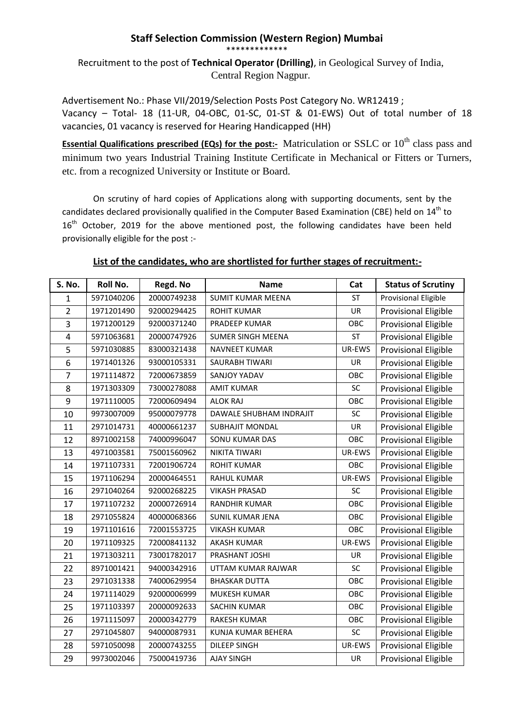## Staff Selection Commission (Western Region) Mumbai

*************

Recruitment to the post of **Technical Operator (Drilling)**, in Geological Survey of India, Central Region Nagpur.

Advertisement No.: Phase VII/2019/Selection Posts Post Category No. WR12419 ;
Vacancy – Total- 18 (11-UR, 04-OBC, 01-SC, 01-ST & 01-EWS) Out of total number of 18 vacancies, 01 vacancy is reserved for Hearing Handicapped (HH)

**Essential Qualifications prescribed (EQs) for the post:-** Matriculation or SSLC or 10th class pass and minimum two years Industrial Training Institute Certificate in Mechanical or Fitters or Turners, etc. from a recognized University or Institute or Board.

On scrutiny of hard copies of Applications along with supporting documents, sent by the candidates declared provisionally qualified in the Computer Based Examination (CBE) held on 14th to 16th October, 2019 for the above mentioned post, the following candidates have been held provisionally eligible for the post :-

**List of the candidates, who are shortlisted for further stages of recruitment:-**

| S. No. | Roll No. | Regd. No | Name | Cat | Status of Scrutiny |
|---|---|---|---|---|---|
| 1 | 5971040206 | 20000749238 | SUMIT KUMAR MEENA | ST | Provisional Eligible |
| 2 | 1971201490 | 92000294425 | ROHIT KUMAR | UR | Provisional Eligible |
| 3 | 1971200129 | 92000371240 | PRADEEP KUMAR | OBC | Provisional Eligible |
| 4 | 5971063681 | 20000747926 | SUMER SINGH MEENA | ST | Provisional Eligible |
| 5 | 5971030885 | 83000321438 | NAVNEET KUMAR | UR-EWS | Provisional Eligible |
| 6 | 1971401326 | 93000105331 | SAURABH TIWARI | UR | Provisional Eligible |
| 7 | 1971114872 | 72000673859 | SANJOY YADAV | OBC | Provisional Eligible |
| 8 | 1971303309 | 73000278088 | AMIT KUMAR | SC | Provisional Eligible |
| 9 | 1971110005 | 72000609494 | ALOK RAJ | OBC | Provisional Eligible |
| 10 | 9973007009 | 95000079778 | DAWALE SHUBHAM INDRAJIT | SC | Provisional Eligible |
| 11 | 2971014731 | 40000661237 | SUBHAJIT MONDAL | UR | Provisional Eligible |
| 12 | 8971002158 | 74000996047 | SONU KUMAR DAS | OBC | Provisional Eligible |
| 13 | 4971003581 | 75001560962 | NIKITA TIWARI | UR-EWS | Provisional Eligible |
| 14 | 1971107331 | 72001906724 | ROHIT KUMAR | OBC | Provisional Eligible |
| 15 | 1971106294 | 20000464551 | RAHUL KUMAR | UR-EWS | Provisional Eligible |
| 16 | 2971040264 | 92000268225 | VIKASH PRASAD | SC | Provisional Eligible |
| 17 | 1971107232 | 20000726914 | RANDHIR KUMAR | OBC | Provisional Eligible |
| 18 | 2971055824 | 40000068366 | SUNIL KUMAR JENA | OBC | Provisional Eligible |
| 19 | 1971101616 | 72001553725 | VIKASH KUMAR | OBC | Provisional Eligible |
| 20 | 1971109325 | 72000841132 | AKASH KUMAR | UR-EWS | Provisional Eligible |
| 21 | 1971303211 | 73001782017 | PRASHANT JOSHI | UR | Provisional Eligible |
| 22 | 8971001421 | 94000342916 | UTTAM KUMAR RAJWAR | SC | Provisional Eligible |
| 23 | 2971031338 | 74000629954 | BHASKAR DUTTA | OBC | Provisional Eligible |
| 24 | 1971114029 | 92000006999 | MUKESH KUMAR | OBC | Provisional Eligible |
| 25 | 1971103397 | 20000092633 | SACHIN KUMAR | OBC | Provisional Eligible |
| 26 | 1971115097 | 20000342779 | RAKESH KUMAR | OBC | Provisional Eligible |
| 27 | 2971045807 | 94000087931 | KUNJA KUMAR BEHERA | SC | Provisional Eligible |
| 28 | 5971050098 | 20000743255 | DILEEP SINGH | UR-EWS | Provisional Eligible |
| 29 | 9973002046 | 75000419736 | AJAY SINGH | UR | Provisional Eligible |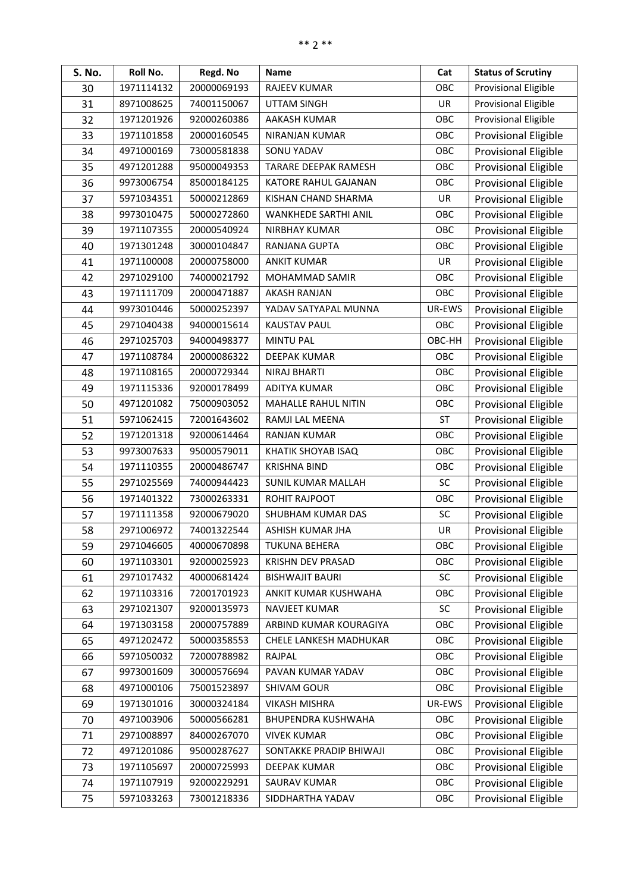| S. No. | Roll No. | Regd. No | Name | Cat | Status of Scrutiny |
|---|---|---|---|---|---|
| 30 | 1971114132 | 20000069193 | RAJEEV KUMAR | OBC | Provisional Eligible |
| 31 | 8971008625 | 74001150067 | UTTAM SINGH | UR | Provisional Eligible |
| 32 | 1971201926 | 92000260386 | AAKASH KUMAR | OBC | Provisional Eligible |
| 33 | 1971101858 | 20000160545 | NIRANJAN KUMAR | OBC | Provisional Eligible |
| 34 | 4971000169 | 73000581838 | SONU YADAV | OBC | Provisional Eligible |
| 35 | 4971201288 | 95000049353 | TARARE DEEPAK RAMESH | OBC | Provisional Eligible |
| 36 | 9973006754 | 85000184125 | KATORE RAHUL GAJANAN | OBC | Provisional Eligible |
| 37 | 5971034351 | 50000212869 | KISHAN CHAND SHARMA | UR | Provisional Eligible |
| 38 | 9973010475 | 50000272860 | WANKHEDE SARTHI ANIL | OBC | Provisional Eligible |
| 39 | 1971107355 | 20000540924 | NIRBHAY KUMAR | OBC | Provisional Eligible |
| 40 | 1971301248 | 30000104847 | RANJANA GUPTA | OBC | Provisional Eligible |
| 41 | 1971100008 | 20000758000 | ANKIT KUMAR | UR | Provisional Eligible |
| 42 | 2971029100 | 74000021792 | MOHAMMAD SAMIR | OBC | Provisional Eligible |
| 43 | 1971111709 | 20000471887 | AKASH RANJAN | OBC | Provisional Eligible |
| 44 | 9973010446 | 50000252397 | YADAV SATYAPAL MUNNA | UR-EWS | Provisional Eligible |
| 45 | 2971040438 | 94000015614 | KAUSTAV PAUL | OBC | Provisional Eligible |
| 46 | 2971025703 | 94000498377 | MINTU PAL | OBC-HH | Provisional Eligible |
| 47 | 1971108784 | 20000086322 | DEEPAK KUMAR | OBC | Provisional Eligible |
| 48 | 1971108165 | 20000729344 | NIRAJ BHARTI | OBC | Provisional Eligible |
| 49 | 1971115336 | 92000178499 | ADITYA KUMAR | OBC | Provisional Eligible |
| 50 | 4971201082 | 75000903052 | MAHALLE RAHUL NITIN | OBC | Provisional Eligible |
| 51 | 5971062415 | 72001643602 | RAMJI LAL MEENA | ST | Provisional Eligible |
| 52 | 1971201318 | 92000614464 | RANJAN KUMAR | OBC | Provisional Eligible |
| 53 | 9973007633 | 95000579011 | KHATIK SHOYAB ISAQ | OBC | Provisional Eligible |
| 54 | 1971110355 | 20000486747 | KRISHNA BIND | OBC | Provisional Eligible |
| 55 | 2971025569 | 74000944423 | SUNIL KUMAR MALLAH | SC | Provisional Eligible |
| 56 | 1971401322 | 73000263331 | ROHIT RAJPOOT | OBC | Provisional Eligible |
| 57 | 1971111358 | 92000679020 | SHUBHAM KUMAR DAS | SC | Provisional Eligible |
| 58 | 2971006972 | 74001322544 | ASHISH KUMAR JHA | UR | Provisional Eligible |
| 59 | 2971046605 | 40000670898 | TUKUNA BEHERA | OBC | Provisional Eligible |
| 60 | 1971103301 | 92000025923 | KRISHN DEV PRASAD | OBC | Provisional Eligible |
| 61 | 2971017432 | 40000681424 | BISHWAJIT BAURI | SC | Provisional Eligible |
| 62 | 1971103316 | 72001701923 | ANKIT KUMAR KUSHWAHA | OBC | Provisional Eligible |
| 63 | 2971021307 | 92000135973 | NAVJEET KUMAR | SC | Provisional Eligible |
| 64 | 1971303158 | 20000757889 | ARBIND KUMAR KOURAGIYA | OBC | Provisional Eligible |
| 65 | 4971202472 | 50000358553 | CHELE LANKESH MADHUKAR | OBC | Provisional Eligible |
| 66 | 5971050032 | 72000788982 | RAJPAL | OBC | Provisional Eligible |
| 67 | 9973001609 | 30000576694 | PAVAN KUMAR YADAV | OBC | Provisional Eligible |
| 68 | 4971000106 | 75001523897 | SHIVAM GOUR | OBC | Provisional Eligible |
| 69 | 1971301016 | 30000324184 | VIKASH MISHRA | UR-EWS | Provisional Eligible |
| 70 | 4971003906 | 50000566281 | BHUPENDRA KUSHWAHA | OBC | Provisional Eligible |
| 71 | 2971008897 | 84000267070 | VIVEK KUMAR | OBC | Provisional Eligible |
| 72 | 4971201086 | 95000287627 | SONTAKKE PRADIP BHIWAJI | OBC | Provisional Eligible |
| 73 | 1971105697 | 20000725993 | DEEPAK KUMAR | OBC | Provisional Eligible |
| 74 | 1971107919 | 92000229291 | SAURAV KUMAR | OBC | Provisional Eligible |
| 75 | 5971033263 | 73001218336 | SIDDHARTHA YADAV | OBC | Provisional Eligible |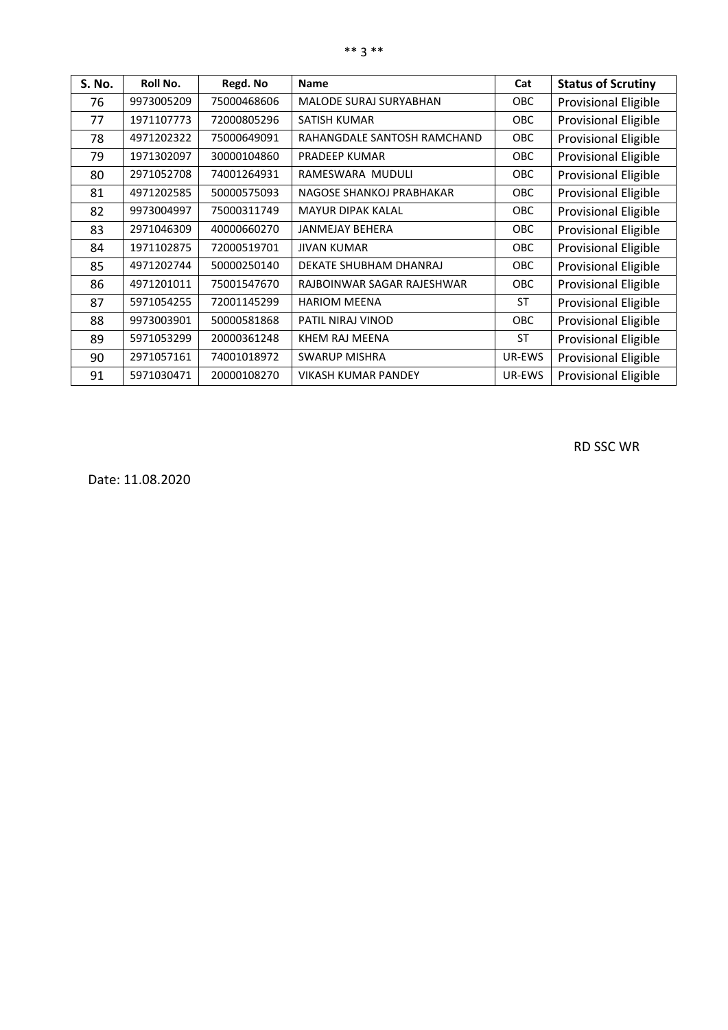| S. No. | Roll No. | Regd. No | Name | Cat | Status of Scrutiny |
|---|---|---|---|---|---|
| 76 | 9973005209 | 75000468606 | MALODE SURAJ SURYABHAN | OBC | Provisional Eligible |
| 77 | 1971107773 | 72000805296 | SATISH KUMAR | OBC | Provisional Eligible |
| 78 | 4971202322 | 75000649091 | RAHANGDALE SANTOSH RAMCHAND | OBC | Provisional Eligible |
| 79 | 1971302097 | 30000104860 | PRADEEP KUMAR | OBC | Provisional Eligible |
| 80 | 2971052708 | 74001264931 | RAMESWARA MUDULI | OBC | Provisional Eligible |
| 81 | 4971202585 | 50000575093 | NAGOSE SHANKOJ PRABHAKAR | OBC | Provisional Eligible |
| 82 | 9973004997 | 75000311749 | MAYUR DIPAK KALAL | OBC | Provisional Eligible |
| 83 | 2971046309 | 40000660270 | JANMEJAY BEHERA | OBC | Provisional Eligible |
| 84 | 1971102875 | 72000519701 | JIVAN KUMAR | OBC | Provisional Eligible |
| 85 | 4971202744 | 50000250140 | DEKATE SHUBHAM DHANRAJ | OBC | Provisional Eligible |
| 86 | 4971201011 | 75001547670 | RAJBOINWAR SAGAR RAJESHWAR | OBC | Provisional Eligible |
| 87 | 5971054255 | 72001145299 | HARIOM MEENA | ST | Provisional Eligible |
| 88 | 9973003901 | 50000581868 | PATIL NIRAJ VINOD | OBC | Provisional Eligible |
| 89 | 5971053299 | 20000361248 | KHEM RAJ MEENA | ST | Provisional Eligible |
| 90 | 2971057161 | 74001018972 | SWARUP MISHRA | UR-EWS | Provisional Eligible |
| 91 | 5971030471 | 20000108270 | VIKASH KUMAR PANDEY | UR-EWS | Provisional Eligible |

RD SSC WR

Date: 11.08.2020